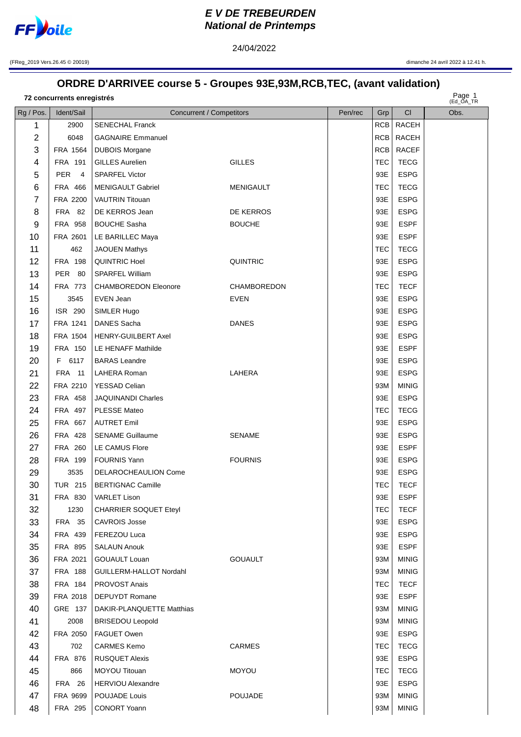# E V DE TREBEURDEN
## National de Printemps

24/04/2022

(FReg_2019 Vers.26.45 © 20019)

dimanche 24 avril 2022 à 12.41 h.

## ORDRE D'ARRIVEE course 5 - Groupes 93E,93M,RCB,TEC, (avant validation)

**72 concurrents enregistrés**

(Ed_OA_TR

| Rg / Pos. | Ident/Sail | Concurrent / Competitors | | Pen/rec | Grp | Cl | Obs. |
|---|---|---|---|---|---|---|---|
| 1 | 2900 | SENECHAL Franck | | | RCB | RACEH | |
| 2 | 6048 | GAGNAIRE Emmanuel | | | RCB | RACEH | |
| 3 | FRA 1564 | DUBOIS Morgane | | | RCB | RACEF | |
| 4 | FRA 191 | GILLES Aurelien | GILLES | | TEC | TECG | |
| 5 | PER 4 | SPARFEL Victor | | | 93E | ESPG | |
| 6 | FRA 466 | MENIGAULT Gabriel | MENIGAULT | | TEC | TECG | |
| 7 | FRA 2200 | VAUTRIN Titouan | | | 93E | ESPG | |
| 8 | FRA 82 | DE KERROS Jean | DE KERROS | | 93E | ESPG | |
| 9 | FRA 958 | BOUCHE Sasha | BOUCHE | | 93E | ESPF | |
| 10 | FRA 2601 | LE BARILLEC Maya | | | 93E | ESPF | |
| 11 | 462 | JAOUEN Mathys | | | TEC | TECG | |
| 12 | FRA 198 | QUINTRIC Hoel | QUINTRIC | | 93E | ESPG | |
| 13 | PER 80 | SPARFEL William | | | 93E | ESPG | |
| 14 | FRA 773 | CHAMBOREDON Eleonore | CHAMBOREDON | | TEC | TECF | |
| 15 | 3545 | EVEN Jean | EVEN | | 93E | ESPG | |
| 16 | ISR 290 | SIMLER Hugo | | | 93E | ESPG | |
| 17 | FRA 1241 | DANES Sacha | DANES | | 93E | ESPG | |
| 18 | FRA 1504 | HENRY-GUILBERT Axel | | | 93E | ESPG | |
| 19 | FRA 150 | LE HENAFF Mathilde | | | 93E | ESPF | |
| 20 | F 6117 | BARAS Leandre | | | 93E | ESPG | |
| 21 | FRA 11 | LAHERA Roman | LAHERA | | 93E | ESPG | |
| 22 | FRA 2210 | YESSAD Celian | | | 93M | MINIG | |
| 23 | FRA 458 | JAQUINANDI Charles | | | 93E | ESPG | |
| 24 | FRA 497 | PLESSE Mateo | | | TEC | TECG | |
| 25 | FRA 667 | AUTRET Emil | | | 93E | ESPG | |
| 26 | FRA 428 | SENAME Guillaume | SENAME | | 93E | ESPG | |
| 27 | FRA 260 | LE CAMUS Flore | | | 93E | ESPF | |
| 28 | FRA 199 | FOURNIS Yann | FOURNIS | | 93E | ESPG | |
| 29 | 3535 | DELAROCHEAULION Come | | | 93E | ESPG | |
| 30 | TUR 215 | BERTIGNAC Camille | | | TEC | TECF | |
| 31 | FRA 830 | VARLET Lison | | | 93E | ESPF | |
| 32 | 1230 | CHARRIER SOQUET Eteyl | | | TEC | TECF | |
| 33 | FRA 35 | CAVROIS Josse | | | 93E | ESPG | |
| 34 | FRA 439 | FEREZOU Luca | | | 93E | ESPG | |
| 35 | FRA 895 | SALAUN Anouk | | | 93E | ESPF | |
| 36 | FRA 2021 | GOUAULT Louan | GOUAULT | | 93M | MINIG | |
| 37 | FRA 188 | GUILLERM-HALLOT Nordahl | | | 93M | MINIG | |
| 38 | FRA 184 | PROVOST Anais | | | TEC | TECF | |
| 39 | FRA 2018 | DEPUYDT Romane | | | 93E | ESPF | |
| 40 | GRE 137 | DAKIR-PLANQUETTE Matthias | | | 93M | MINIG | |
| 41 | 2008 | BRISEDOU Leopold | | | 93M | MINIG | |
| 42 | FRA 2050 | FAGUET Owen | | | 93E | ESPG | |
| 43 | 702 | CARMES Kemo | CARMES | | TEC | TECG | |
| 44 | FRA 876 | RUSQUET Alexis | | | 93E | ESPG | |
| 45 | 866 | MOYOU Titouan | MOYOU | | TEC | TECG | |
| 46 | FRA 26 | HERVIOU Alexandre | | | 93E | ESPG | |
| 47 | FRA 9699 | POUJADE Louis | POUJADE | | 93M | MINIG | |
| 48 | FRA 295 | CONORT Yoann | | | 93M | MINIG | |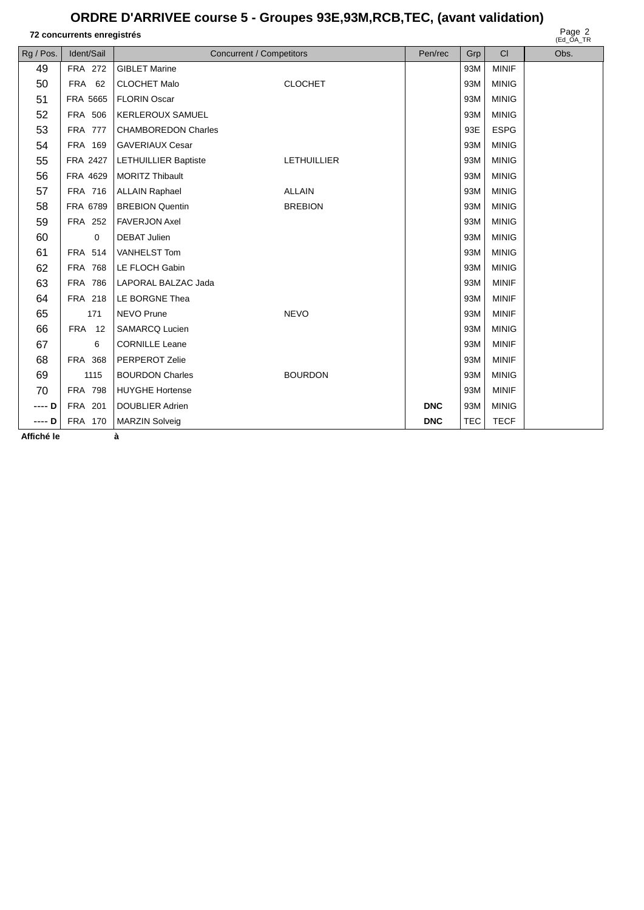# ORDRE D'ARRIVEE course 5 - Groupes 93E,93M,RCB,TEC, (avant validation)

**72 concurrents enregistrés**

| Rg / Pos. | Ident/Sail | Concurrent / Competitors | | Pen/rec | Grp | Cl | Obs. |
|---|---|---|---|---|---|---|---|
| 49 | FRA 272 | GIBLET Marine | | | 93M | MINIF | |
| 50 | FRA 62 | CLOCHET Malo | CLOCHET | | 93M | MINIG | |
| 51 | FRA 5665 | FLORIN Oscar | | | 93M | MINIG | |
| 52 | FRA 506 | KERLEROUX SAMUEL | | | 93M | MINIG | |
| 53 | FRA 777 | CHAMBOREDON Charles | | | 93E | ESPG | |
| 54 | FRA 169 | GAVERIAUX Cesar | | | 93M | MINIG | |
| 55 | FRA 2427 | LETHUILLIER Baptiste | LETHUILLIER | | 93M | MINIG | |
| 56 | FRA 4629 | MORITZ Thibault | | | 93M | MINIG | |
| 57 | FRA 716 | ALLAIN Raphael | ALLAIN | | 93M | MINIG | |
| 58 | FRA 6789 | BREBION Quentin | BREBION | | 93M | MINIG | |
| 59 | FRA 252 | FAVERJON Axel | | | 93M | MINIG | |
| 60 | 0 | DEBAT Julien | | | 93M | MINIG | |
| 61 | FRA 514 | VANHELST Tom | | | 93M | MINIG | |
| 62 | FRA 768 | LE FLOCH Gabin | | | 93M | MINIG | |
| 63 | FRA 786 | LAPORAL BALZAC Jada | | | 93M | MINIF | |
| 64 | FRA 218 | LE BORGNE Thea | | | 93M | MINIF | |
| 65 | 171 | NEVO Prune | NEVO | | 93M | MINIF | |
| 66 | FRA 12 | SAMARCQ Lucien | | | 93M | MINIG | |
| 67 | 6 | CORNILLE Leane | | | 93M | MINIF | |
| 68 | FRA 368 | PERPEROT Zelie | | | 93M | MINIF | |
| 69 | 1115 | BOURDON Charles | BOURDON | | 93M | MINIG | |
| 70 | FRA 798 | HUYGHE Hortense | | | 93M | MINIF | |
| ---- **D** | FRA 201 | DOUBLIER Adrien | | **DNC** | 93M | MINIG | |
| ---- **D** | FRA 170 | MARZIN Solveig | | **DNC** | TEC | TECF | |

**Affiché le** **à**